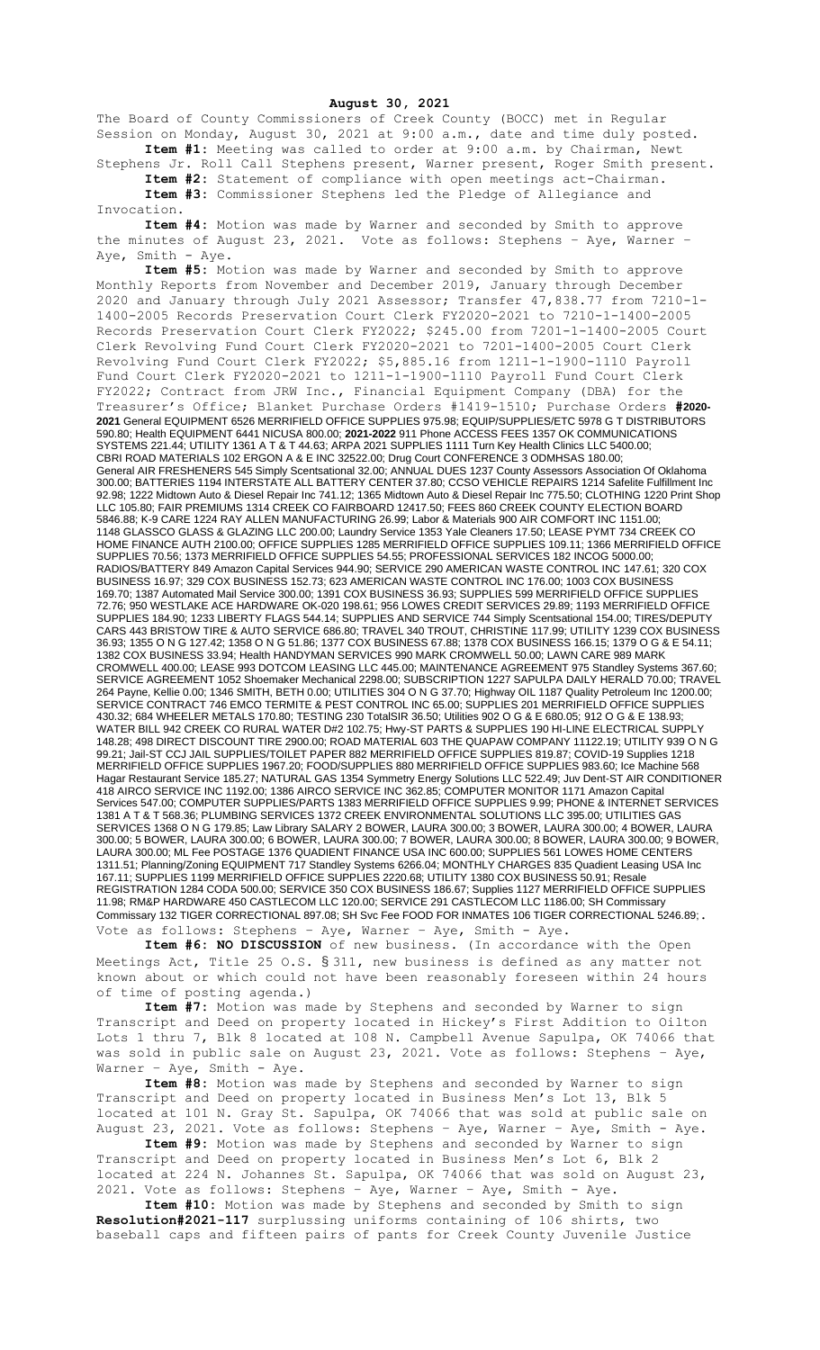**August 30, 2021**

The Board of County Commissioners of Creek County (BOCC) met in Regular Session on Monday, August 30, 2021 at 9:00 a.m., date and time duly posted.

**Item #1:** Meeting was called to order at 9:00 a.m. by Chairman, Newt Stephens Jr. Roll Call Stephens present, Warner present, Roger Smith present.

**Item #2:** Statement of compliance with open meetings act-Chairman.

**Item #3:** Commissioner Stephens led the Pledge of Allegiance and Invocation.

**Item #4:** Motion was made by Warner and seconded by Smith to approve the minutes of August 23, 2021. Vote as follows: Stephens – Aye, Warner – Aye, Smith - Aye.

**Item #5:** Motion was made by Warner and seconded by Smith to approve Monthly Reports from November and December 2019, January through December 2020 and January through July 2021 Assessor; Transfer 47,838.77 from 7210-1-1400-2005 Records Preservation Court Clerk FY2020-2021 to 7210-1-1400-2005 Records Preservation Court Clerk FY2022; $245.00 from 7201-1-1400-2005 Court Clerk Revolving Fund Court Clerk FY2020-2021 to 7201-1400-2005 Court Clerk Revolving Fund Court Clerk FY2022; $5,885.16 from 1211-1-1900-1110 Payroll Fund Court Clerk FY2020-2021 to 1211-1-1900-1110 Payroll Fund Court Clerk FY2022; Contract from JRW Inc., Financial Equipment Company (DBA) for the Treasurer's Office; Blanket Purchase Orders #1419-1510; Purchase Orders **#2020-2021** General EQUIPMENT 6526 MERRIFIELD OFFICE SUPPLIES 975.98; EQUIP/SUPPLIES/ETC 5978 G T DISTRIBUTORS 590.80; Health EQUIPMENT 6441 NICUSA 800.00; **2021-2022** 911 Phone ACCESS FEES 1357 OK COMMUNICATIONS SYSTEMS 221.44; UTILITY 1361 A T & T 44.63; ARPA 2021 SUPPLIES 1111 Turn Key Health Clinics LLC 5400.00; CBRI ROAD MATERIALS 102 ERGON A & E INC 32522.00; Drug Court CONFERENCE 3 ODMHSAS 180.00; General AIR FRESHENERS 545 Simply Scentsational 32.00; ANNUAL DUES 1237 County Assessors Association Of Oklahoma 300.00; BATTERIES 1194 INTERSTATE ALL BATTERY CENTER 37.80; CCSO VEHICLE REPAIRS 1214 Safelite Fulfillment Inc 92.98; 1222 Midtown Auto & Diesel Repair Inc 741.12; 1365 Midtown Auto & Diesel Repair Inc 775.50; CLOTHING 1220 Print Shop LLC 105.80; FAIR PREMIUMS 1314 CREEK CO FAIRBOARD 12417.50; FEES 860 CREEK COUNTY ELECTION BOARD 5846.88; K-9 CARE 1224 RAY ALLEN MANUFACTURING 26.99; Labor & Materials 900 AIR COMFORT INC 1151.00; 1148 GLASSCO GLASS & GLAZING LLC 200.00; Laundry Service 1353 Yale Cleaners 17.50; LEASE PYMT 734 CREEK CO HOME FINANCE AUTH 2100.00; OFFICE SUPPLIES 1285 MERRIFIELD OFFICE SUPPLIES 109.11; 1366 MERRIFIELD OFFICE SUPPLIES 70.56; 1373 MERRIFIELD OFFICE SUPPLIES 54.55; PROFESSIONAL SERVICES 182 INCOG 5000.00; RADIOS/BATTERY 849 Amazon Capital Services 944.90; SERVICE 290 AMERICAN WASTE CONTROL INC 147.61; 320 COX BUSINESS 16.97; 329 COX BUSINESS 152.73; 623 AMERICAN WASTE CONTROL INC 176.00; 1003 COX BUSINESS 169.70; 1387 Automated Mail Service 300.00; 1391 COX BUSINESS 36.93; SUPPLIES 599 MERRIFIELD OFFICE SUPPLIES 72.76; 950 WESTLAKE ACE HARDWARE OK-020 198.61; 956 LOWES CREDIT SERVICES 29.89; 1193 MERRIFIELD OFFICE SUPPLIES 184.90; 1233 LIBERTY FLAGS 544.14; SUPPLIES AND SERVICE 744 Simply Scentsational 154.00; TIRES/DEPUTY CARS 443 BRISTOW TIRE & AUTO SERVICE 686.80; TRAVEL 340 TROUT, CHRISTINE 117.99; UTILITY 1239 COX BUSINESS 36.93; 1355 O N G 127.42; 1358 O N G 51.86; 1377 COX BUSINESS 67.88; 1378 COX BUSINESS 166.15; 1379 O G & E 54.11; 1382 COX BUSINESS 33.94; Health HANDYMAN SERVICES 990 MARK CROMWELL 50.00; LAWN CARE 989 MARK CROMWELL 400.00; LEASE 993 DOTCOM LEASING LLC 445.00; MAINTENANCE AGREEMENT 975 Standley Systems 367.60; SERVICE AGREEMENT 1052 Shoemaker Mechanical 2298.00; SUBSCRIPTION 1227 SAPULPA DAILY HERALD 70.00; TRAVEL 264 Payne, Kellie 0.00; 1346 SMITH, BETH 0.00; UTILITIES 304 O N G 37.70; Highway OIL 1187 Quality Petroleum Inc 1200.00; SERVICE CONTRACT 746 EMCO TERMITE & PEST CONTROL INC 65.00; SUPPLIES 201 MERRIFIELD OFFICE SUPPLIES 430.32; 684 WHEELER METALS 170.80; TESTING 230 TotalSIR 36.50; Utilities 902 O G & E 680.05; 912 O G & E 138.93; WATER BILL 942 CREEK CO RURAL WATER D#2 102.75; Hwy-ST PARTS & SUPPLIES 190 HI-LINE ELECTRICAL SUPPLY 148.28; 498 DIRECT DISCOUNT TIRE 2900.00; ROAD MATERIAL 603 THE QUAPAW COMPANY 11122.19; UTILITY 939 O N G 99.21; Jail-ST CCJ JAIL SUPPLIES/TOILET PAPER 882 MERRIFIELD OFFICE SUPPLIES 819.87; COVID-19 Supplies 1218 MERRIFIELD OFFICE SUPPLIES 1967.20; FOOD/SUPPLIES 880 MERRIFIELD OFFICE SUPPLIES 983.60; Ice Machine 568 Hagar Restaurant Service 185.27; NATURAL GAS 1354 Symmetry Energy Solutions LLC 522.49; Juv Dent-ST AIR CONDITIONER 418 AIRCO SERVICE INC 1192.00; 1386 AIRCO SERVICE INC 362.85; COMPUTER MONITOR 1171 Amazon Capital Services 547.00; COMPUTER SUPPLIES/PARTS 1383 MERRIFIELD OFFICE SUPPLIES 9.99; PHONE & INTERNET SERVICES 1381 A T & T 568.36; PLUMBING SERVICES 1372 CREEK ENVIRONMENTAL SOLUTIONS LLC 395.00; UTILITIES GAS SERVICES 1368 O N G 179.85; Law Library SALARY 2 BOWER, LAURA 300.00; 3 BOWER, LAURA 300.00; 4 BOWER, LAURA 300.00; 5 BOWER, LAURA 300.00; 6 BOWER, LAURA 300.00; 7 BOWER, LAURA 300.00; 8 BOWER, LAURA 300.00; 9 BOWER, LAURA 300.00; ML Fee POSTAGE 1376 QUADIENT FINANCE USA INC 600.00; SUPPLIES 561 LOWES HOME CENTERS 1311.51; Planning/Zoning EQUIPMENT 717 Standley Systems 6266.04; MONTHLY CHARGES 835 Quadient Leasing USA Inc 167.11; SUPPLIES 1199 MERRIFIELD OFFICE SUPPLIES 2220.68; UTILITY 1380 COX BUSINESS 50.91; Resale REGISTRATION 1284 CODA 500.00; SERVICE 350 COX BUSINESS 186.67; Supplies 1127 MERRIFIELD OFFICE SUPPLIES 11.98; RM&P HARDWARE 450 CASTLECOM LLC 120.00; SERVICE 291 CASTLECOM LLC 1186.00; SH Commissary Commissary 132 TIGER CORRECTIONAL 897.08; SH Svc Fee FOOD FOR INMATES 106 TIGER CORRECTIONAL 5246.89;. Vote as follows: Stephens – Aye, Warner – Aye, Smith - Aye.

**Item #6: NO DISCUSSION** of new business. (In accordance with the Open Meetings Act, Title 25 O.S. § 311, new business is defined as any matter not known about or which could not have been reasonably foreseen within 24 hours of time of posting agenda.)

**Item #7:** Motion was made by Stephens and seconded by Warner to sign Transcript and Deed on property located in Hickey's First Addition to Oilton Lots 1 thru 7, Blk 8 located at 108 N. Campbell Avenue Sapulpa, OK 74066 that was sold in public sale on August 23, 2021. Vote as follows: Stephens – Aye, Warner – Aye, Smith - Aye.

**Item #8:** Motion was made by Stephens and seconded by Warner to sign Transcript and Deed on property located in Business Men's Lot 13, Blk 5 located at 101 N. Gray St. Sapulpa, OK 74066 that was sold at public sale on August 23, 2021. Vote as follows: Stephens – Aye, Warner – Aye, Smith - Aye.

**Item #9:** Motion was made by Stephens and seconded by Warner to sign Transcript and Deed on property located in Business Men's Lot 6, Blk 2 located at 224 N. Johannes St. Sapulpa, OK 74066 that was sold on August 23, 2021. Vote as follows: Stephens – Aye, Warner – Aye, Smith - Aye.

**Item #10:** Motion was made by Stephens and seconded by Smith to sign **Resolution#2021-117** surplussing uniforms containing of 106 shirts, two baseball caps and fifteen pairs of pants for Creek County Juvenile Justice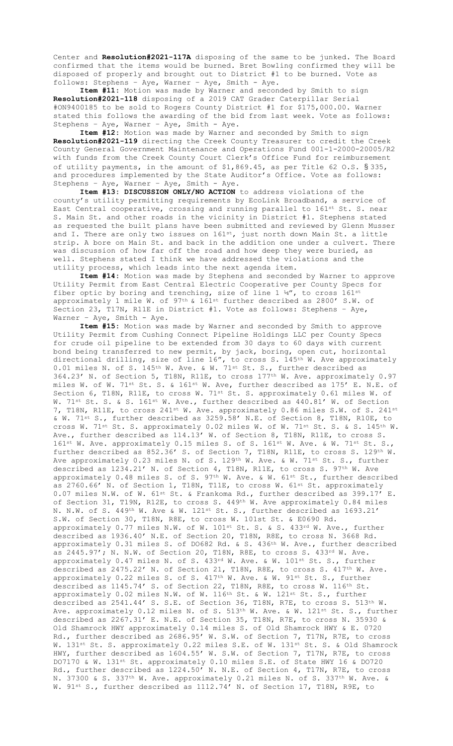Center and **Resolution#2021-117A** disposing of the same to be junked. The Board confirmed that the items would be burned. Bret Bowling confirmed they will be disposed of properly and brought out to District #1 to be burned. Vote as follows: Stephens – Aye, Warner – Aye, Smith - Aye.

**Item #11:** Motion was made by Warner and seconded by Smith to sign **Resolution#2021-118** disposing of a 2019 CAT Grader Caterpillar Serial #ON9400185 to be sold to Rogers County District #1 for $175,000.00. Warner stated this follows the awarding of the bid from last week. Vote as follows: Stephens – Aye, Warner – Aye, Smith - Aye.

**Item #12:** Motion was made by Warner and seconded by Smith to sign **Resolution#2021-119** directing the Creek County Treasurer to credit the Creek County General Government Maintenance and Operations Fund 001-1-2000-20005/R2 with funds from the Creek County Court Clerk's Office Fund for reimbursement of utility payments, in the amount of $1,869.45, as per Title 62 O.S. § 335, and procedures implemented by the State Auditor's Office. Vote as follows: Stephens – Aye, Warner – Aye, Smith - Aye.

**Item #13: DISCUSSION ONLY/NO ACTION** to address violations of the county's utility permitting requirements by EcoLink Broadband, a service of East Central cooperative, crossing and running parallel to 161st St. S. near S. Main St. and other roads in the vicinity in District #1. Stephens stated as requested the built plans have been submitted and reviewed by Glenn Musser and I. There are only two issues on 161st, just north down Main St. a little strip. A bore on Main St. and back in the addition one under a culvert. There was discussion of how far off the road and how deep they were buried, as well. Stephens stated I think we have addressed the violations and the utility process, which leads into the next agenda item.

**Item #14:** Motion was made by Stephens and seconded by Warner to approve Utility Permit from East Central Electric Cooperative per County Specs for fiber optic by boring and trenching, size of line 1 ¼", to cross 161st approximately 1 mile W. of 97th & 161st further described as 2800' S.W. of Section 23, T17N, R11E in District #1. Vote as follows: Stephens – Aye, Warner – Aye, Smith - Aye.

**Item #15:** Motion was made by Warner and seconded by Smith to approve Utility Permit from Cushing Connect Pipeline Holdings LLC per County Specs for crude oil pipeline to be extended from 30 days to 60 days with current bond being transferred to new permit, by jack, boring, open cut, horizontal directional drilling, size of line 16", to cross S. 145th W. Ave approximately 0.01 miles N. of S. 145th W. Ave. & W. 71st St. S., further described as 364.23' N. of Section 5, T18N, R11E, to cross 177th W. Ave. approximately 0.97 miles W. of W. 71st St. S. & 161st W. Ave, further described as 175' E. N.E. of Section 6, T18N, R11E, to cross W. 71st St. S. approximately 0.61 miles W. of W. 71st St. S. & S. 161st W. Ave., further described as 440.81' W. of Section 7, T18N, R11E, to cross 241st W. Ave. approximately 0.86 miles S.W. of S. 241st & W. 71st S., further described as 3259.58' N.E. of Section 8, T18N, R10E, to cross W. 71st St. S. approximately 0.02 miles W. of W. 71st St. S. & S. 145th W. Ave., further described as 114.13' W. of Section 8, T18N, R11E, to cross S. 161st W. Ave. approximately 0.15 miles S. of S. 161st W. Ave. & W. 71st St. S., further described as 852.36' S. of Section 7, T18N, R11E, to cross S. 129th W. Ave approximately 0.23 miles N. of S. 129th W. Ave. & W. 71st St. S., further described as 1234.21' N. of Section 4, T18N, R11E, to cross S. 97th W. Ave approximately 0.48 miles S. of S. 97th W. Ave. & W. 61st St., further described as 2760.66' N. of Section 1, T18N, T11E, to cross W. 61st St. approximately 0.07 miles N.W. of W. 61st St. & Frankoma Rd., further described as 399.17' E. of Section 31, T19N, R12E, to cross S. 449th W. Ave approximately 0.84 miles N. N.W. of S. 449th W. Ave & W. 121st St. S., further described as 1693.21' S.W. of Section 30, T18N, R8E, to cross W. 101st St. & E0690 Rd. approximately 0.77 miles N.W. of W. 101st St. S. & S. 433rd W. Ave., further described as 1936.40' N.E. of Section 20, T18N, R8E, to cross N. 3668 Rd. approximately 0.31 miles S. of DO682 Rd. & S. 436th W. Ave., further described as 2445.97'; N. N.W. of Section 20, T18N, R8E, to cross S. 433rd W. Ave. approximately 0.47 miles N. of S. 433rd W. Ave. & W. 101st St. S., further described as 2475.22' N. of Section 21, T18N, R8E, to cross S. 417th W. Ave. approximately 0.22 miles S. of S. 417th W. Ave. & W. 91st St. S., further described as 1145.74' S. of Section 22, T18N, R8E, to cross W. 116th St. approximately 0.02 miles N.W. of W. 116th St. & W. 121st St. S., further described as 2541.44' S. S.E. of Section 36, T18N, R7E, to cross S. 513th W. Ave. approximately 0.12 miles N. of S. 513th W. Ave. & W. 121st St. S., further described as 2267.31' E. N.E. of Section 35, T18N, R7E, to cross N. 35930 & Old Shamrock HWY approximately 0.14 miles S. of Old Shamrock HWY & E. 0720 Rd., further described as 2686.95' W. S.W. of Section 7, T17N, R7E, to cross W. 131st St. S. approximately 0.22 miles S.E. of W. 131st St. S. & Old Shamrock HWY, further described as 1604.55' W. S.W. of Section 7, T17N, R7E, to cross DO7170 & W. 131st St. approximately 0.10 miles S.E. of State HWY 16 & DO720 Rd., further described as 1224.50' N. N.E. of Section 4, T17N, R7E, to cross N. 37300 & S. 337th W. Ave. approximately 0.21 miles N. of S. 337th W. Ave. & W. 91st S., further described as 1112.74' N. of Section 17, T18N, R9E, to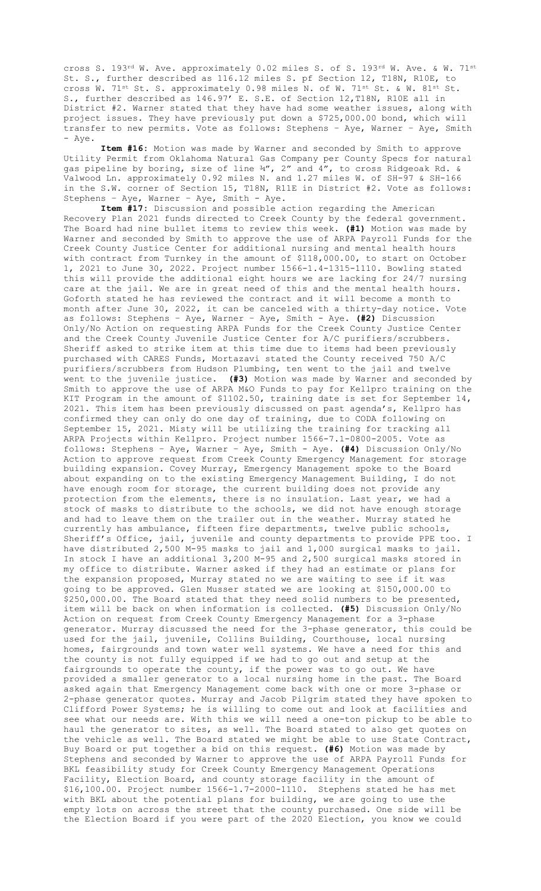cross S. 193rd W. Ave. approximately 0.02 miles S. of S. 193rd W. Ave. & W. 71st St. S., further described as 116.12 miles S. pf Section 12, T18N, R10E, to cross W. 71st St. S. approximately 0.98 miles N. of W. 71st St. & W. 81st St. S., further described as 146.97' E. S.E. of Section 12,T18N, R10E all in District #2. Warner stated that they have had some weather issues, along with project issues. They have previously put down a $725,000.00 bond, which will transfer to new permits. Vote as follows: Stephens – Aye, Warner – Aye, Smith - Aye.

**Item #16:** Motion was made by Warner and seconded by Smith to approve Utility Permit from Oklahoma Natural Gas Company per County Specs for natural gas pipeline by boring, size of line ¾", 2" and 4", to cross Ridgeoak Rd. & Valwood Ln. approximately 0.92 miles N. and 1.27 miles W. of SH-97 & SH-166 in the S.W. corner of Section 15, T18N, R11E in District #2. Vote as follows: Stephens – Aye, Warner – Aye, Smith - Aye.

**Item #17:** Discussion and possible action regarding the American Recovery Plan 2021 funds directed to Creek County by the federal government. The Board had nine bullet items to review this week. **(#1)** Motion was made by Warner and seconded by Smith to approve the use of ARPA Payroll Funds for the Creek County Justice Center for additional nursing and mental health hours with contract from Turnkey in the amount of $118,000.00, to start on October 1, 2021 to June 30, 2022. Project number 1566-1.4-1315-1110. Bowling stated this will provide the additional eight hours we are lacking for 24/7 nursing care at the jail. We are in great need of this and the mental health hours. Goforth stated he has reviewed the contract and it will become a month to month after June 30, 2022, it can be canceled with a thirty-day notice. Vote as follows: Stephens – Aye, Warner – Aye, Smith - Aye. **(#2)** Discussion Only/No Action on requesting ARPA Funds for the Creek County Justice Center and the Creek County Juvenile Justice Center for A/C purifiers/scrubbers. Sheriff asked to strike item at this time due to items had been previously purchased with CARES Funds, Mortazavi stated the County received 750 A/C purifiers/scrubbers from Hudson Plumbing, ten went to the jail and twelve went to the juvenile justice. **(#3)** Motion was made by Warner and seconded by Smith to approve the use of ARPA M&O Funds to pay for Kellpro training on the KIT Program in the amount of $1102.50, training date is set for September 14, 2021. This item has been previously discussed on past agenda's, Kellpro has confirmed they can only do one day of training, due to CODA following on September 15, 2021. Misty will be utilizing the training for tracking all ARPA Projects within Kellpro. Project number 1566-7.1-0800-2005. Vote as follows: Stephens – Aye, Warner – Aye, Smith - Aye. **(#4)** Discussion Only/No Action to approve request from Creek County Emergency Management for storage building expansion. Covey Murray, Emergency Management spoke to the Board about expanding on to the existing Emergency Management Building, I do not have enough room for storage, the current building does not provide any protection from the elements, there is no insulation. Last year, we had a stock of masks to distribute to the schools, we did not have enough storage and had to leave them on the trailer out in the weather. Murray stated he currently has ambulance, fifteen fire departments, twelve public schools, Sheriff's Office, jail, juvenile and county departments to provide PPE too. I have distributed 2,500 M-95 masks to jail and 1,000 surgical masks to jail. In stock I have an additional 3,200 M-95 and 2,500 surgical masks stored in my office to distribute. Warner asked if they had an estimate or plans for the expansion proposed, Murray stated no we are waiting to see if it was going to be approved. Glen Musser stated we are looking at $150,000.00 to $250,000.00. The Board stated that they need solid numbers to be presented, item will be back on when information is collected. **(#5)** Discussion Only/No Action on request from Creek County Emergency Management for a 3-phase generator. Murray discussed the need for the 3-phase generator, this could be used for the jail, juvenile, Collins Building, Courthouse, local nursing homes, fairgrounds and town water well systems. We have a need for this and the county is not fully equipped if we had to go out and setup at the fairgrounds to operate the county, if the power was to go out. We have provided a smaller generator to a local nursing home in the past. The Board asked again that Emergency Management come back with one or more 3-phase or 2-phase generator quotes. Murray and Jacob Pilgrim stated they have spoken to Clifford Power Systems; he is willing to come out and look at facilities and see what our needs are. With this we will need a one-ton pickup to be able to haul the generator to sites, as well. The Board stated to also get quotes on the vehicle as well. The Board stated we might be able to use State Contract, Buy Board or put together a bid on this request. **(#6)** Motion was made by Stephens and seconded by Warner to approve the use of ARPA Payroll Funds for BKL feasibility study for Creek County Emergency Management Operations Facility, Election Board, and county storage facility in the amount of $16,100.00. Project number 1566-1.7-2000-1110. Stephens stated he has met with BKL about the potential plans for building, we are going to use the empty lots on across the street that the county purchased. One side will be the Election Board if you were part of the 2020 Election, you know we could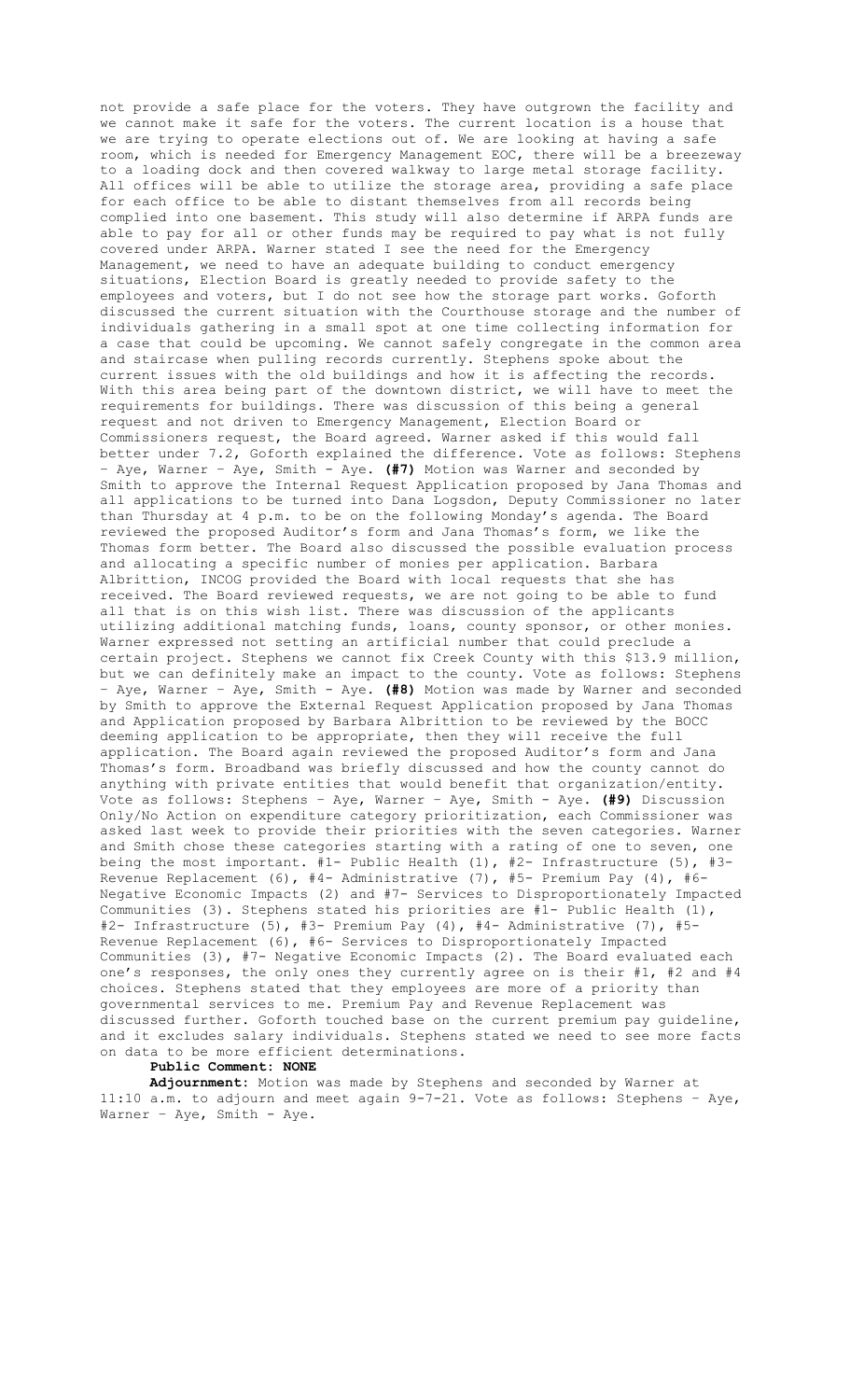not provide a safe place for the voters. They have outgrown the facility and we cannot make it safe for the voters. The current location is a house that we are trying to operate elections out of. We are looking at having a safe room, which is needed for Emergency Management EOC, there will be a breezeway to a loading dock and then covered walkway to large metal storage facility. All offices will be able to utilize the storage area, providing a safe place for each office to be able to distant themselves from all records being complied into one basement. This study will also determine if ARPA funds are able to pay for all or other funds may be required to pay what is not fully covered under ARPA. Warner stated I see the need for the Emergency Management, we need to have an adequate building to conduct emergency situations, Election Board is greatly needed to provide safety to the employees and voters, but I do not see how the storage part works. Goforth discussed the current situation with the Courthouse storage and the number of individuals gathering in a small spot at one time collecting information for a case that could be upcoming. We cannot safely congregate in the common area and staircase when pulling records currently. Stephens spoke about the current issues with the old buildings and how it is affecting the records. With this area being part of the downtown district, we will have to meet the requirements for buildings. There was discussion of this being a general request and not driven to Emergency Management, Election Board or Commissioners request, the Board agreed. Warner asked if this would fall better under 7.2, Goforth explained the difference. Vote as follows: Stephens – Aye, Warner – Aye, Smith - Aye. **(#7)** Motion was Warner and seconded by Smith to approve the Internal Request Application proposed by Jana Thomas and all applications to be turned into Dana Logsdon, Deputy Commissioner no later than Thursday at 4 p.m. to be on the following Monday's agenda. The Board reviewed the proposed Auditor's form and Jana Thomas's form, we like the Thomas form better. The Board also discussed the possible evaluation process and allocating a specific number of monies per application. Barbara Albritton, INCOG provided the Board with local requests that she has received. The Board reviewed requests, we are not going to be able to fund all that is on this wish list. There was discussion of the applicants utilizing additional matching funds, loans, county sponsor, or other monies. Warner expressed not setting an artificial number that could preclude a certain project. Stephens we cannot fix Creek County with this $13.9 million, but we can definitely make an impact to the county. Vote as follows: Stephens – Aye, Warner – Aye, Smith - Aye. **(#8)** Motion was made by Warner and seconded by Smith to approve the External Request Application proposed by Jana Thomas and Application proposed by Barbara Albritton to be reviewed by the BOCC deeming application to be appropriate, then they will receive the full application. The Board again reviewed the proposed Auditor's form and Jana Thomas's form. Broadband was briefly discussed and how the county cannot do anything with private entities that would benefit that organization/entity. Vote as follows: Stephens – Aye, Warner – Aye, Smith - Aye. **(#9)** Discussion Only/No Action on expenditure category prioritization, each Commissioner was asked last week to provide their priorities with the seven categories. Warner and Smith chose these categories starting with a rating of one to seven, one being the most important. #1- Public Health (1), #2- Infrastructure (5), #3- Revenue Replacement (6), #4- Administrative (7), #5- Premium Pay (4), #6- Negative Economic Impacts (2) and #7- Services to Disproportionately Impacted Communities (3). Stephens stated his priorities are #1- Public Health (1), #2- Infrastructure (5), #3- Premium Pay (4), #4- Administrative (7), #5- Revenue Replacement (6), #6- Services to Disproportionately Impacted Communities (3), #7- Negative Economic Impacts (2). The Board evaluated each one's responses, the only ones they currently agree on is their #1, #2 and #4 choices. Stephens stated that they employees are more of a priority than governmental services to me. Premium Pay and Revenue Replacement was discussed further. Goforth touched base on the current premium pay guideline, and it excludes salary individuals. Stephens stated we need to see more facts on data to be more efficient determinations.

**Public Comment: NONE**

**Adjournment:** Motion was made by Stephens and seconded by Warner at 11:10 a.m. to adjourn and meet again 9-7-21. Vote as follows: Stephens – Aye, Warner – Aye, Smith - Aye.